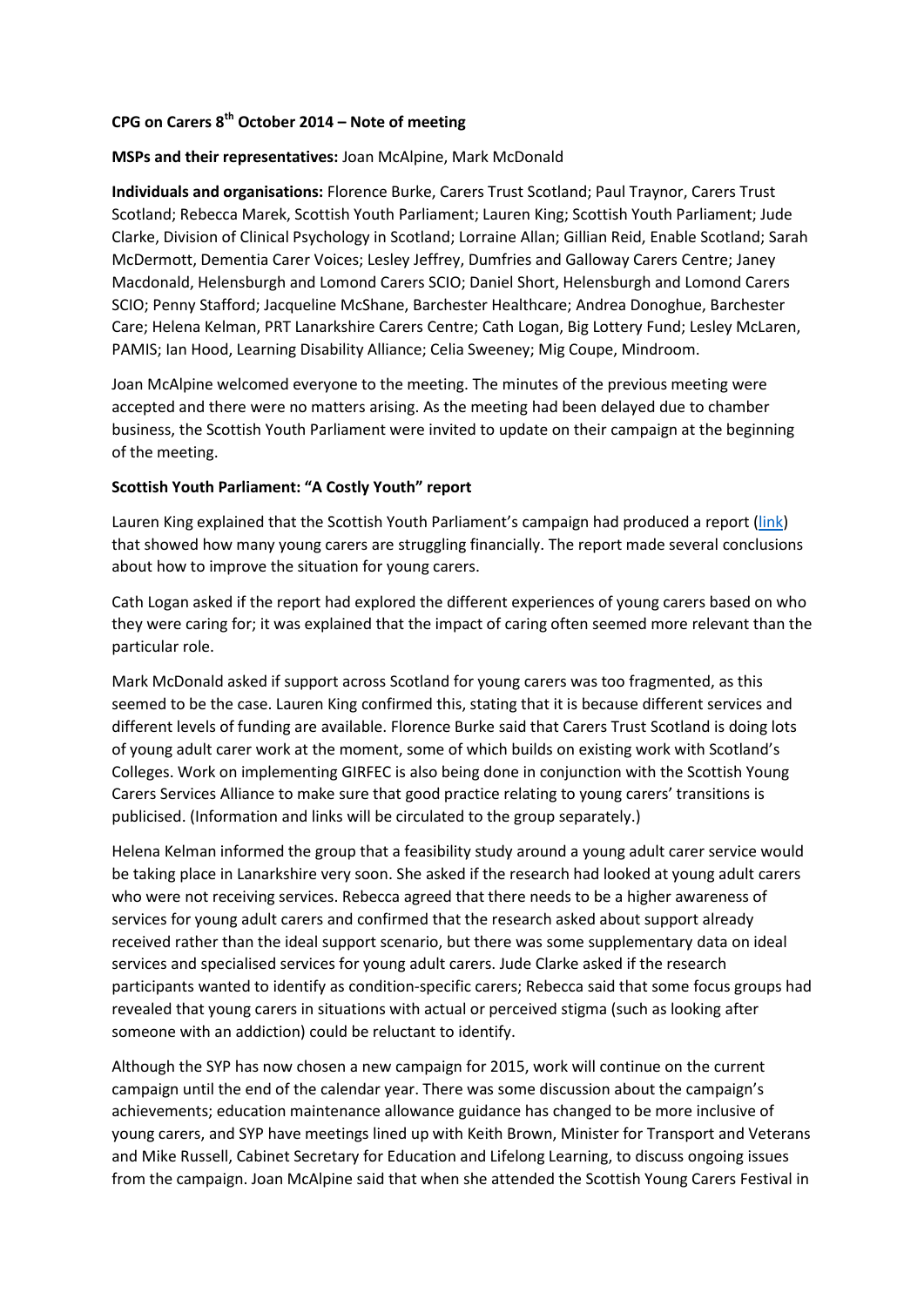**CPG on Carers 8th October 2014 – Note of meeting**

**MSPs and their representatives:** Joan McAlpine, Mark McDonald

**Individuals and organisations:** Florence Burke, Carers Trust Scotland; Paul Traynor, Carers Trust Scotland; Rebecca Marek, Scottish Youth Parliament; Lauren King; Scottish Youth Parliament; Jude Clarke, Division of Clinical Psychology in Scotland; Lorraine Allan; Gillian Reid, Enable Scotland; Sarah McDermott, Dementia Carer Voices; Lesley Jeffrey, Dumfries and Galloway Carers Centre; Janey Macdonald, Helensburgh and Lomond Carers SCIO; Daniel Short, Helensburgh and Lomond Carers SCIO; Penny Stafford; Jacqueline McShane, Barchester Healthcare; Andrea Donoghue, Barchester Care; Helena Kelman, PRT Lanarkshire Carers Centre; Cath Logan, Big Lottery Fund; Lesley McLaren, PAMIS; Ian Hood, Learning Disability Alliance; Celia Sweeney; Mig Coupe, Mindroom.

Joan McAlpine welcomed everyone to the meeting. The minutes of the previous meeting were accepted and there were no matters arising. As the meeting had been delayed due to chamber business, the Scottish Youth Parliament were invited to update on their campaign at the beginning of the meeting.

**Scottish Youth Parliament: "A Costly Youth" report**

Lauren King explained that the Scottish Youth Parliament's campaign had produced a report (link) that showed how many young carers are struggling financially. The report made several conclusions about how to improve the situation for young carers.

Cath Logan asked if the report had explored the different experiences of young carers based on who they were caring for; it was explained that the impact of caring often seemed more relevant than the particular role.

Mark McDonald asked if support across Scotland for young carers was too fragmented, as this seemed to be the case. Lauren King confirmed this, stating that it is because different services and different levels of funding are available. Florence Burke said that Carers Trust Scotland is doing lots of young adult carer work at the moment, some of which builds on existing work with Scotland's Colleges. Work on implementing GIRFEC is also being done in conjunction with the Scottish Young Carers Services Alliance to make sure that good practice relating to young carers' transitions is publicised. (Information and links will be circulated to the group separately.)

Helena Kelman informed the group that a feasibility study around a young adult carer service would be taking place in Lanarkshire very soon. She asked if the research had looked at young adult carers who were not receiving services. Rebecca agreed that there needs to be a higher awareness of services for young adult carers and confirmed that the research asked about support already received rather than the ideal support scenario, but there was some supplementary data on ideal services and specialised services for young adult carers. Jude Clarke asked if the research participants wanted to identify as condition-specific carers; Rebecca said that some focus groups had revealed that young carers in situations with actual or perceived stigma (such as looking after someone with an addiction) could be reluctant to identify.

Although the SYP has now chosen a new campaign for 2015, work will continue on the current campaign until the end of the calendar year. There was some discussion about the campaign's achievements; education maintenance allowance guidance has changed to be more inclusive of young carers, and SYP have meetings lined up with Keith Brown, Minister for Transport and Veterans and Mike Russell, Cabinet Secretary for Education and Lifelong Learning, to discuss ongoing issues from the campaign. Joan McAlpine said that when she attended the Scottish Young Carers Festival in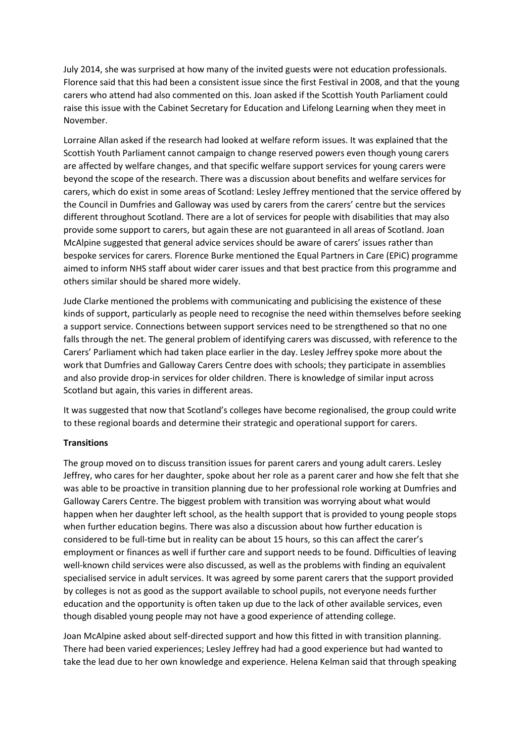July 2014, she was surprised at how many of the invited guests were not education professionals. Florence said that this had been a consistent issue since the first Festival in 2008, and that the young carers who attend had also commented on this. Joan asked if the Scottish Youth Parliament could raise this issue with the Cabinet Secretary for Education and Lifelong Learning when they meet in November.

Lorraine Allan asked if the research had looked at welfare reform issues. It was explained that the Scottish Youth Parliament cannot campaign to change reserved powers even though young carers are affected by welfare changes, and that specific welfare support services for young carers were beyond the scope of the research. There was a discussion about benefits and welfare services for carers, which do exist in some areas of Scotland: Lesley Jeffrey mentioned that the service offered by the Council in Dumfries and Galloway was used by carers from the carers' centre but the services different throughout Scotland. There are a lot of services for people with disabilities that may also provide some support to carers, but again these are not guaranteed in all areas of Scotland. Joan McAlpine suggested that general advice services should be aware of carers' issues rather than bespoke services for carers. Florence Burke mentioned the Equal Partners in Care (EPiC) programme aimed to inform NHS staff about wider carer issues and that best practice from this programme and others similar should be shared more widely.

Jude Clarke mentioned the problems with communicating and publicising the existence of these kinds of support, particularly as people need to recognise the need within themselves before seeking a support service. Connections between support services need to be strengthened so that no one falls through the net. The general problem of identifying carers was discussed, with reference to the Carers' Parliament which had taken place earlier in the day. Lesley Jeffrey spoke more about the work that Dumfries and Galloway Carers Centre does with schools; they participate in assemblies and also provide drop-in services for older children. There is knowledge of similar input across Scotland but again, this varies in different areas.

It was suggested that now that Scotland's colleges have become regionalised, the group could write to these regional boards and determine their strategic and operational support for carers.

**Transitions**

The group moved on to discuss transition issues for parent carers and young adult carers. Lesley Jeffrey, who cares for her daughter, spoke about her role as a parent carer and how she felt that she was able to be proactive in transition planning due to her professional role working at Dumfries and Galloway Carers Centre. The biggest problem with transition was worrying about what would happen when her daughter left school, as the health support that is provided to young people stops when further education begins. There was also a discussion about how further education is considered to be full-time but in reality can be about 15 hours, so this can affect the carer's employment or finances as well if further care and support needs to be found. Difficulties of leaving well-known child services were also discussed, as well as the problems with finding an equivalent specialised service in adult services. It was agreed by some parent carers that the support provided by colleges is not as good as the support available to school pupils, not everyone needs further education and the opportunity is often taken up due to the lack of other available services, even though disabled young people may not have a good experience of attending college.

Joan McAlpine asked about self-directed support and how this fitted in with transition planning. There had been varied experiences; Lesley Jeffrey had had a good experience but had wanted to take the lead due to her own knowledge and experience. Helena Kelman said that through speaking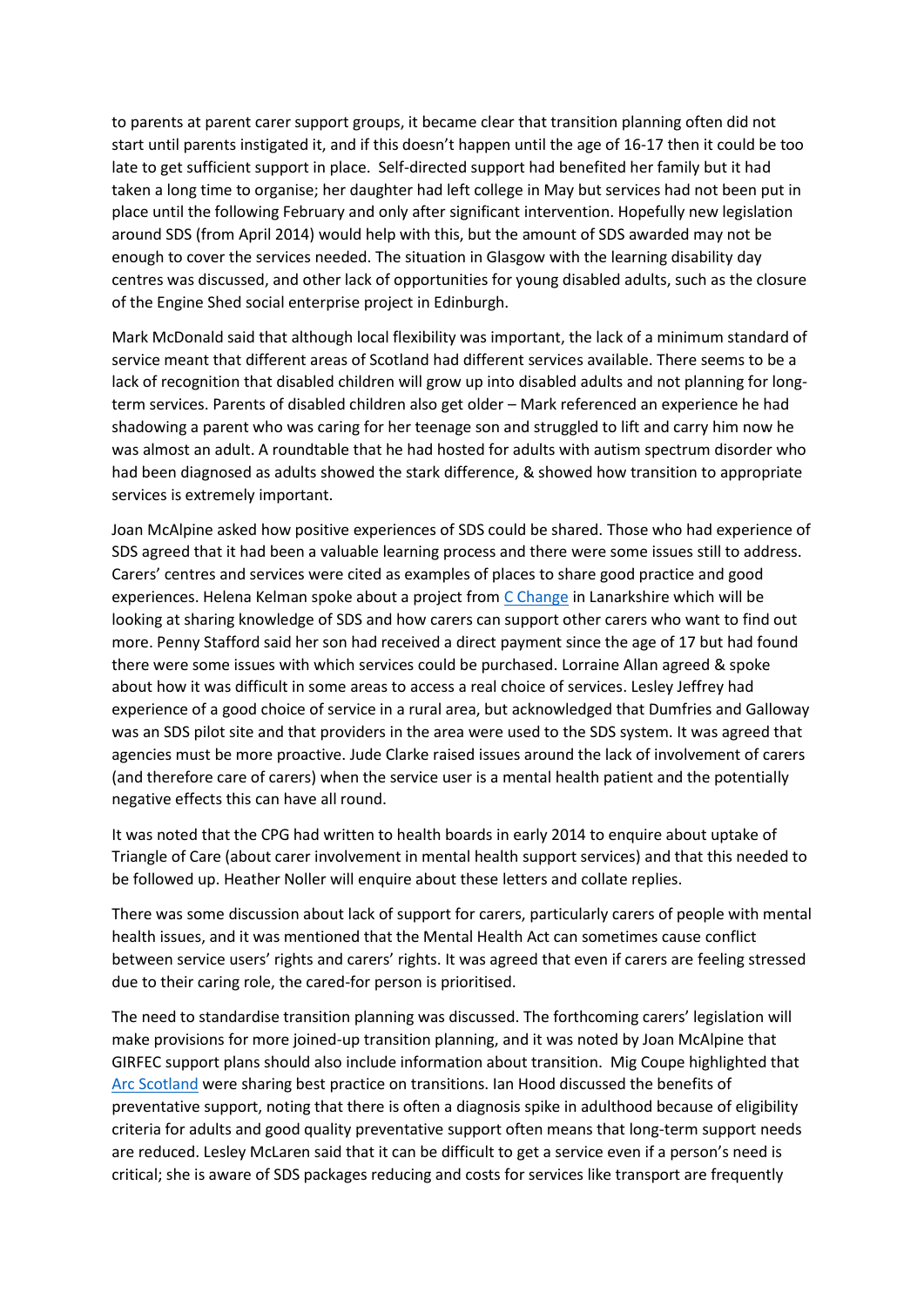to parents at parent carer support groups, it became clear that transition planning often did not start until parents instigated it, and if this doesn't happen until the age of 16-17 then it could be too late to get sufficient support in place. Self-directed support had benefited her family but it had taken a long time to organise; her daughter had left college in May but services had not been put in place until the following February and only after significant intervention. Hopefully new legislation around SDS (from April 2014) would help with this, but the amount of SDS awarded may not be enough to cover the services needed. The situation in Glasgow with the learning disability day centres was discussed, and other lack of opportunities for young disabled adults, such as the closure of the Engine Shed social enterprise project in Edinburgh.

Mark McDonald said that although local flexibility was important, the lack of a minimum standard of service meant that different areas of Scotland had different services available. There seems to be a lack of recognition that disabled children will grow up into disabled adults and not planning for long-term services. Parents of disabled children also get older – Mark referenced an experience he had shadowing a parent who was caring for her teenage son and struggled to lift and carry him now he was almost an adult. A roundtable that he had hosted for adults with autism spectrum disorder who had been diagnosed as adults showed the stark difference, & showed how transition to appropriate services is extremely important.

Joan McAlpine asked how positive experiences of SDS could be shared. Those who had experience of SDS agreed that it had been a valuable learning process and there were some issues still to address. Carers' centres and services were cited as examples of places to share good practice and good experiences. Helena Kelman spoke about a project from C Change in Lanarkshire which will be looking at sharing knowledge of SDS and how carers can support other carers who want to find out more. Penny Stafford said her son had received a direct payment since the age of 17 but had found there were some issues with which services could be purchased. Lorraine Allan agreed & spoke about how it was difficult in some areas to access a real choice of services. Lesley Jeffrey had experience of a good choice of service in a rural area, but acknowledged that Dumfries and Galloway was an SDS pilot site and that providers in the area were used to the SDS system. It was agreed that agencies must be more proactive. Jude Clarke raised issues around the lack of involvement of carers (and therefore care of carers) when the service user is a mental health patient and the potentially negative effects this can have all round.

It was noted that the CPG had written to health boards in early 2014 to enquire about uptake of Triangle of Care (about carer involvement in mental health support services) and that this needed to be followed up. Heather Noller will enquire about these letters and collate replies.

There was some discussion about lack of support for carers, particularly carers of people with mental health issues, and it was mentioned that the Mental Health Act can sometimes cause conflict between service users' rights and carers' rights. It was agreed that even if carers are feeling stressed due to their caring role, the cared-for person is prioritised.

The need to standardise transition planning was discussed. The forthcoming carers' legislation will make provisions for more joined-up transition planning, and it was noted by Joan McAlpine that GIRFEC support plans should also include information about transition. Mig Coupe highlighted that Arc Scotland were sharing best practice on transitions. Ian Hood discussed the benefits of preventative support, noting that there is often a diagnosis spike in adulthood because of eligibility criteria for adults and good quality preventative support often means that long-term support needs are reduced. Lesley McLaren said that it can be difficult to get a service even if a person's need is critical; she is aware of SDS packages reducing and costs for services like transport are frequently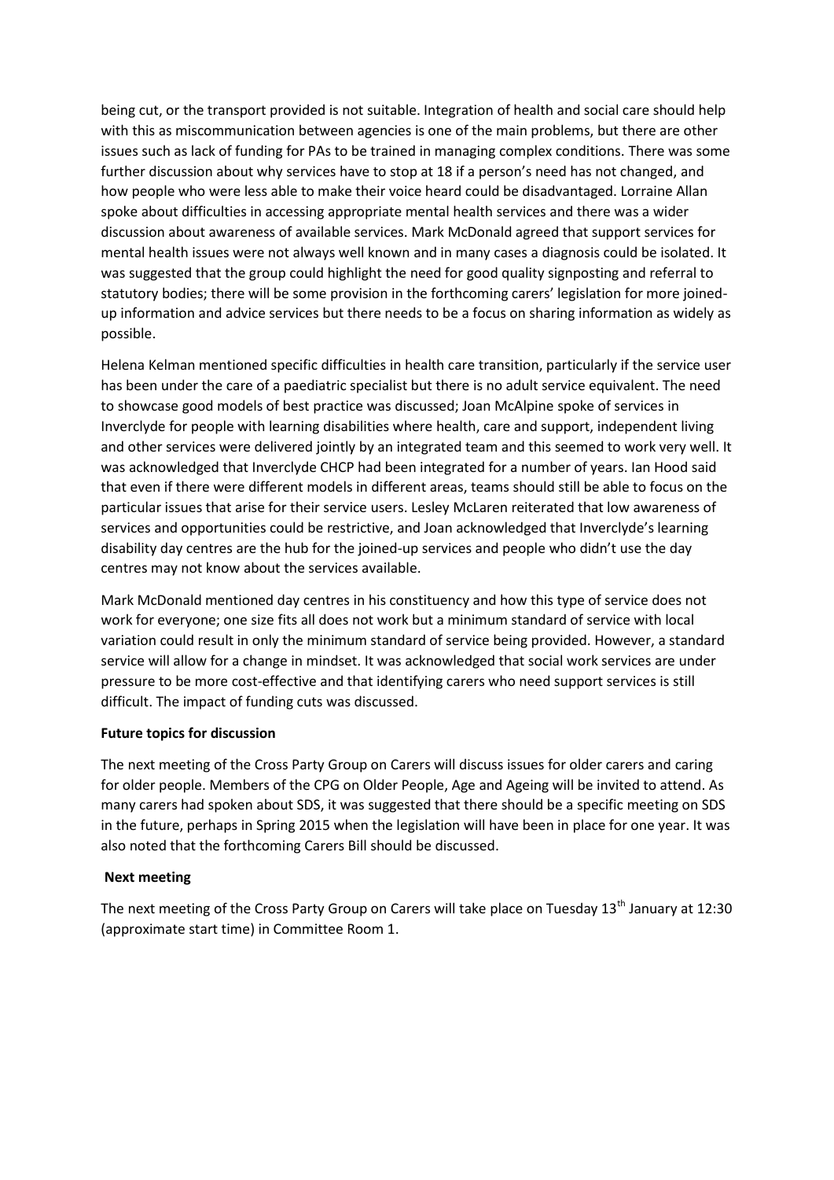being cut, or the transport provided is not suitable. Integration of health and social care should help with this as miscommunication between agencies is one of the main problems, but there are other issues such as lack of funding for PAs to be trained in managing complex conditions. There was some further discussion about why services have to stop at 18 if a person's need has not changed, and how people who were less able to make their voice heard could be disadvantaged. Lorraine Allan spoke about difficulties in accessing appropriate mental health services and there was a wider discussion about awareness of available services. Mark McDonald agreed that support services for mental health issues were not always well known and in many cases a diagnosis could be isolated. It was suggested that the group could highlight the need for good quality signposting and referral to statutory bodies; there will be some provision in the forthcoming carers' legislation for more joined-up information and advice services but there needs to be a focus on sharing information as widely as possible.

Helena Kelman mentioned specific difficulties in health care transition, particularly if the service user has been under the care of a paediatric specialist but there is no adult service equivalent. The need to showcase good models of best practice was discussed; Joan McAlpine spoke of services in Inverclyde for people with learning disabilities where health, care and support, independent living and other services were delivered jointly by an integrated team and this seemed to work very well. It was acknowledged that Inverclyde CHCP had been integrated for a number of years. Ian Hood said that even if there were different models in different areas, teams should still be able to focus on the particular issues that arise for their service users. Lesley McLaren reiterated that low awareness of services and opportunities could be restrictive, and Joan acknowledged that Inverclyde's learning disability day centres are the hub for the joined-up services and people who didn't use the day centres may not know about the services available.

Mark McDonald mentioned day centres in his constituency and how this type of service does not work for everyone; one size fits all does not work but a minimum standard of service with local variation could result in only the minimum standard of service being provided. However, a standard service will allow for a change in mindset. It was acknowledged that social work services are under pressure to be more cost-effective and that identifying carers who need support services is still difficult. The impact of funding cuts was discussed.

**Future topics for discussion**

The next meeting of the Cross Party Group on Carers will discuss issues for older carers and caring for older people. Members of the CPG on Older People, Age and Ageing will be invited to attend. As many carers had spoken about SDS, it was suggested that there should be a specific meeting on SDS in the future, perhaps in Spring 2015 when the legislation will have been in place for one year. It was also noted that the forthcoming Carers Bill should be discussed.

**Next meeting**

The next meeting of the Cross Party Group on Carers will take place on Tuesday 13th January at 12:30 (approximate start time) in Committee Room 1.